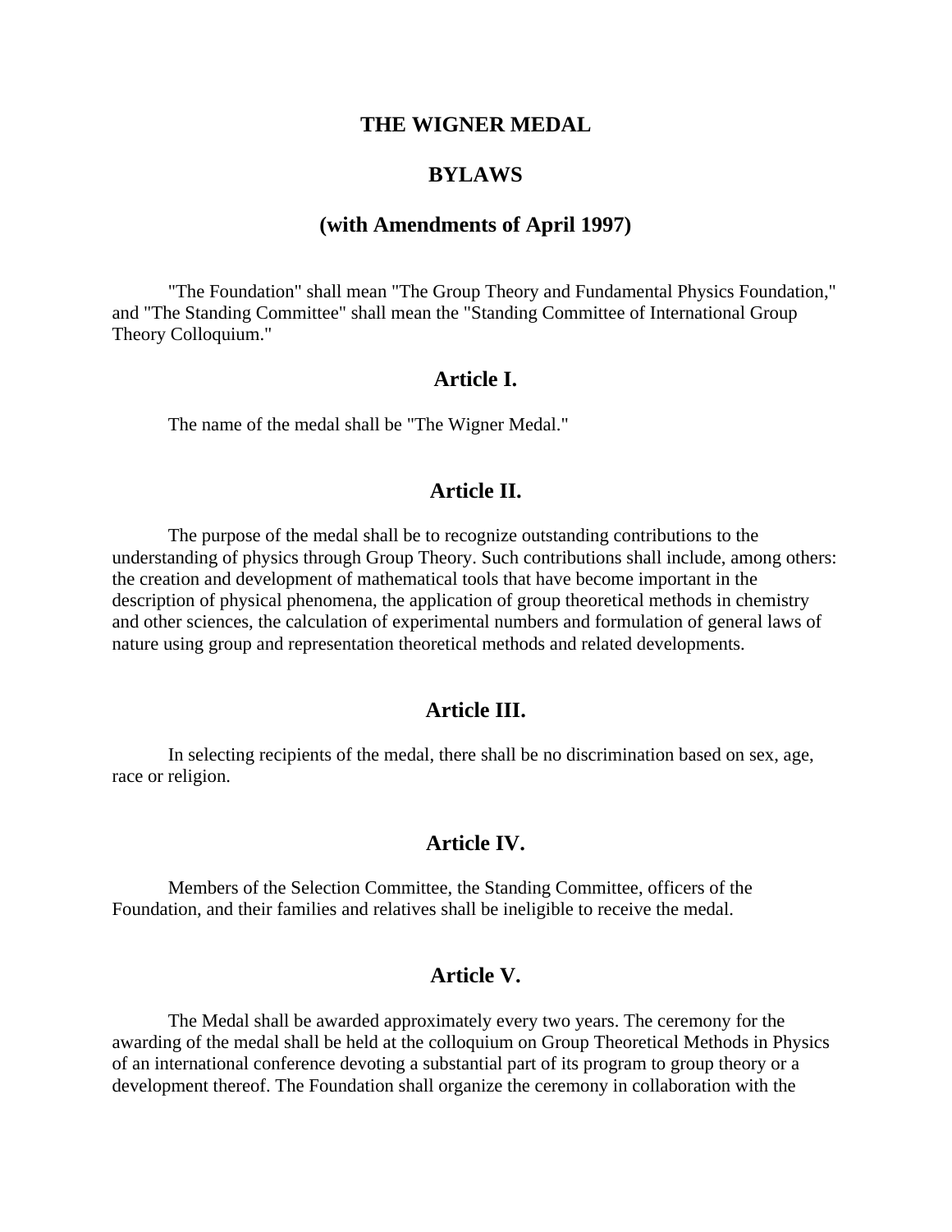# THE WIGNER MEDAL

## BYLAWS

## (with Amendments of April 1997)

"The Foundation" shall mean "The Group Theory and Fundamental Physics Foundation," and "The Standing Committee" shall mean the "Standing Committee of International Group Theory Colloquium."

### Article I.

The name of the medal shall be "The Wigner Medal."

### Article II.

The purpose of the medal shall be to recognize outstanding contributions to the understanding of physics through Group Theory. Such contributions shall include, among others: the creation and development of mathematical tools that have become important in the description of physical phenomena, the application of group theoretical methods in chemistry and other sciences, the calculation of experimental numbers and formulation of general laws of nature using group and representation theoretical methods and related developments.

### Article III.

In selecting recipients of the medal, there shall be no discrimination based on sex, age, race or religion.

### Article IV.

Members of the Selection Committee, the Standing Committee, officers of the Foundation, and their families and relatives shall be ineligible to receive the medal.

### Article V.

The Medal shall be awarded approximately every two years. The ceremony for the awarding of the medal shall be held at the colloquium on Group Theoretical Methods in Physics of an international conference devoting a substantial part of its program to group theory or a development thereof. The Foundation shall organize the ceremony in collaboration with the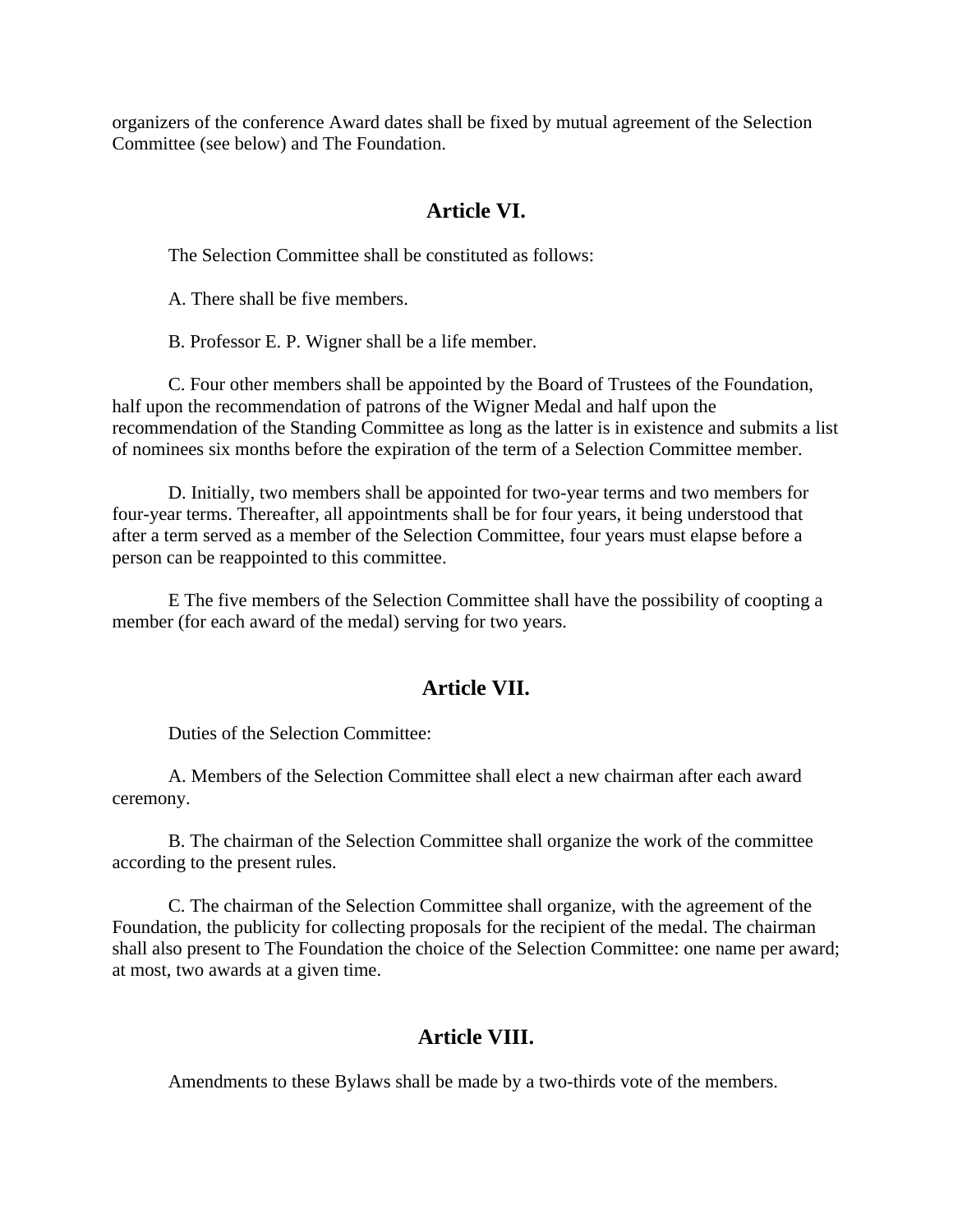organizers of the conference Award dates shall be fixed by mutual agreement of the Selection Committee (see below) and The Foundation.

## Article VI.

The Selection Committee shall be constituted as follows:

A. There shall be five members.

B. Professor E. P. Wigner shall be a life member.

C. Four other members shall be appointed by the Board of Trustees of the Foundation, half upon the recommendation of patrons of the Wigner Medal and half upon the recommendation of the Standing Committee as long as the latter is in existence and submits a list of nominees six months before the expiration of the term of a Selection Committee member.

D. Initially, two members shall be appointed for two-year terms and two members for four-year terms. Thereafter, all appointments shall be for four years, it being understood that after a term served as a member of the Selection Committee, four years must elapse before a person can be reappointed to this committee.

E The five members of the Selection Committee shall have the possibility of coopting a member (for each award of the medal) serving for two years.

## Article VII.

Duties of the Selection Committee:

A. Members of the Selection Committee shall elect a new chairman after each award ceremony.

B. The chairman of the Selection Committee shall organize the work of the committee according to the present rules.

C. The chairman of the Selection Committee shall organize, with the agreement of the Foundation, the publicity for collecting proposals for the recipient of the medal. The chairman shall also present to The Foundation the choice of the Selection Committee: one name per award; at most, two awards at a given time.

## Article VIII.

Amendments to these Bylaws shall be made by a two-thirds vote of the members.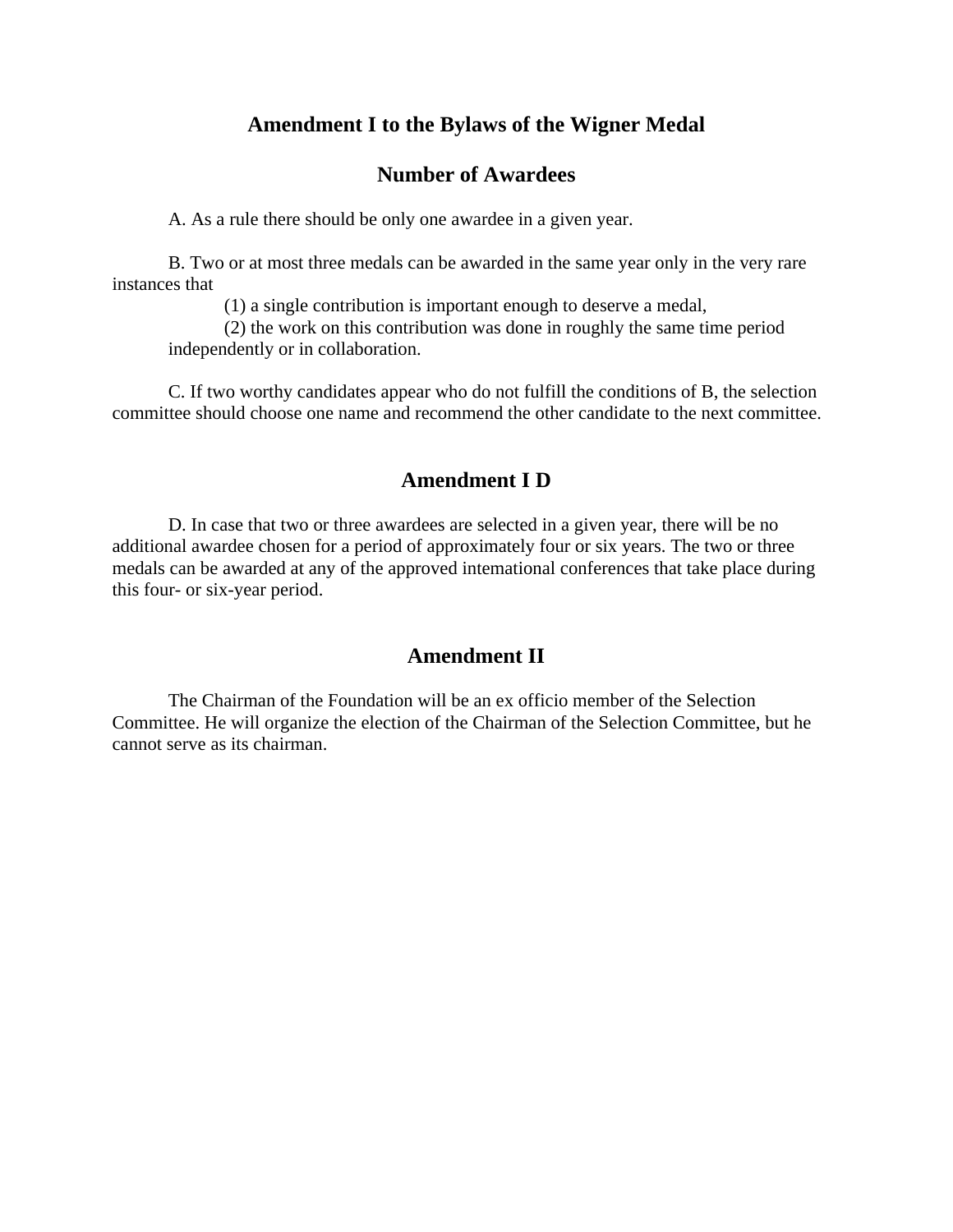## Amendment I to the Bylaws of the Wigner Medal

## Number of Awardees

A. As a rule there should be only one awardee in a given year.

B. Two or at most three medals can be awarded in the same year only in the very rare instances that

(1) a single contribution is important enough to deserve a medal,

(2) the work on this contribution was done in roughly the same time period independently or in collaboration.

C. If two worthy candidates appear who do not fulfill the conditions of B, the selection committee should choose one name and recommend the other candidate to the next committee.

## Amendment I D

D. In case that two or three awardees are selected in a given year, there will be no additional awardee chosen for a period of approximately four or six years. The two or three medals can be awarded at any of the approved intemational conferences that take place during this four- or six-year period.

## Amendment II

The Chairman of the Foundation will be an ex officio member of the Selection Committee. He will organize the election of the Chairman of the Selection Committee, but he cannot serve as its chairman.